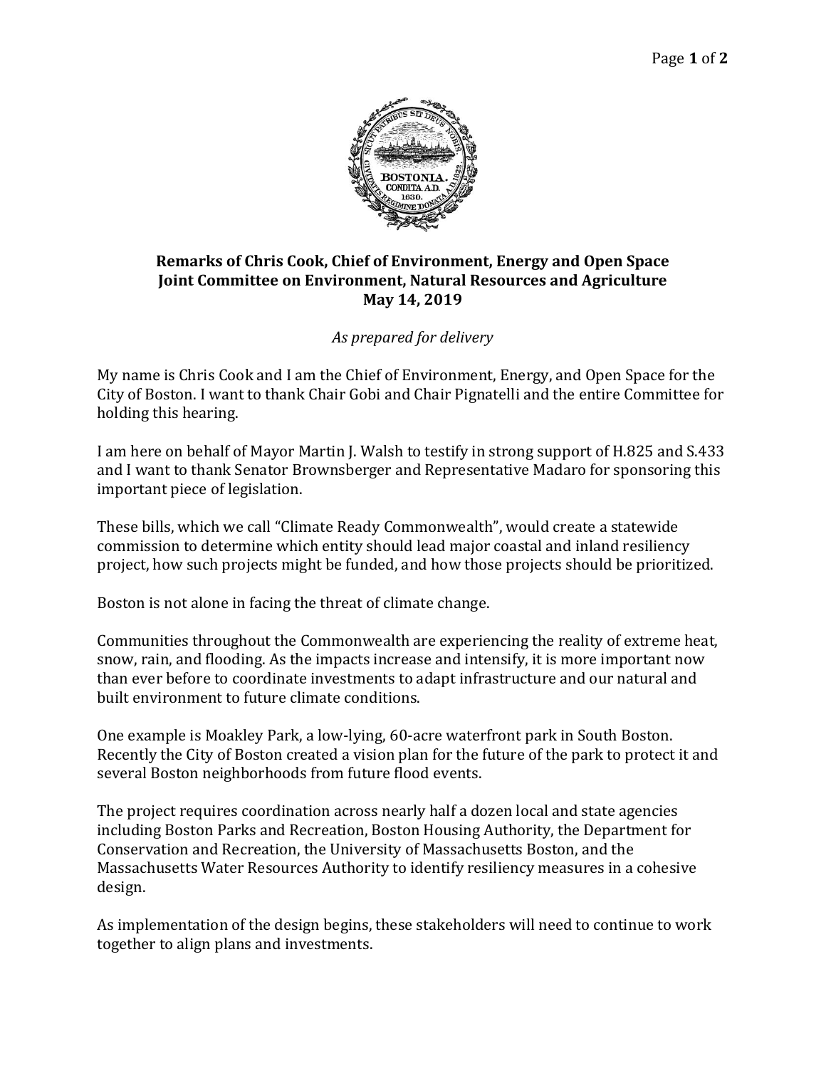**Remarks of Chris Cook, Chief of Environment, Energy and Open Space**
**Joint Committee on Environment, Natural Resources and Agriculture**
**May 14, 2019**

*As prepared for delivery*

My name is Chris Cook and I am the Chief of Environment, Energy, and Open Space for the City of Boston. I want to thank Chair Gobi and Chair Pignatelli and the entire Committee for holding this hearing.

I am here on behalf of Mayor Martin J. Walsh to testify in strong support of H.825 and S.433 and I want to thank Senator Brownsberger and Representative Madaro for sponsoring this important piece of legislation.

These bills, which we call "Climate Ready Commonwealth", would create a statewide commission to determine which entity should lead major coastal and inland resiliency project, how such projects might be funded, and how those projects should be prioritized.

Boston is not alone in facing the threat of climate change.

Communities throughout the Commonwealth are experiencing the reality of extreme heat, snow, rain, and flooding. As the impacts increase and intensify, it is more important now than ever before to coordinate investments to adapt infrastructure and our natural and built environment to future climate conditions.

One example is Moakley Park, a low-lying, 60-acre waterfront park in South Boston. Recently the City of Boston created a vision plan for the future of the park to protect it and several Boston neighborhoods from future flood events.

The project requires coordination across nearly half a dozen local and state agencies including Boston Parks and Recreation, Boston Housing Authority, the Department for Conservation and Recreation, the University of Massachusetts Boston, and the Massachusetts Water Resources Authority to identify resiliency measures in a cohesive design.

As implementation of the design begins, these stakeholders will need to continue to work together to align plans and investments.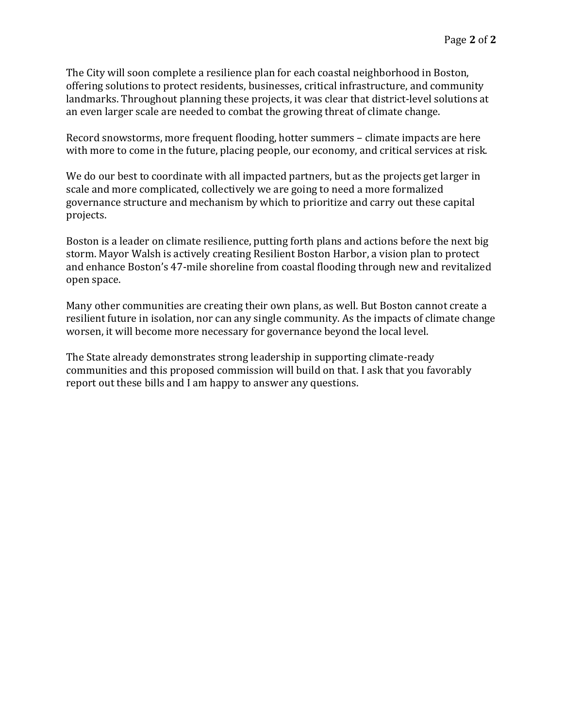The City will soon complete a resilience plan for each coastal neighborhood in Boston, offering solutions to protect residents, businesses, critical infrastructure, and community landmarks. Throughout planning these projects, it was clear that district-level solutions at an even larger scale are needed to combat the growing threat of climate change.

Record snowstorms, more frequent flooding, hotter summers – climate impacts are here with more to come in the future, placing people, our economy, and critical services at risk.

We do our best to coordinate with all impacted partners, but as the projects get larger in scale and more complicated, collectively we are going to need a more formalized governance structure and mechanism by which to prioritize and carry out these capital projects.

Boston is a leader on climate resilience, putting forth plans and actions before the next big storm. Mayor Walsh is actively creating Resilient Boston Harbor, a vision plan to protect and enhance Boston's 47-mile shoreline from coastal flooding through new and revitalized open space.

Many other communities are creating their own plans, as well. But Boston cannot create a resilient future in isolation, nor can any single community. As the impacts of climate change worsen, it will become more necessary for governance beyond the local level.

The State already demonstrates strong leadership in supporting climate-ready communities and this proposed commission will build on that. I ask that you favorably report out these bills and I am happy to answer any questions.